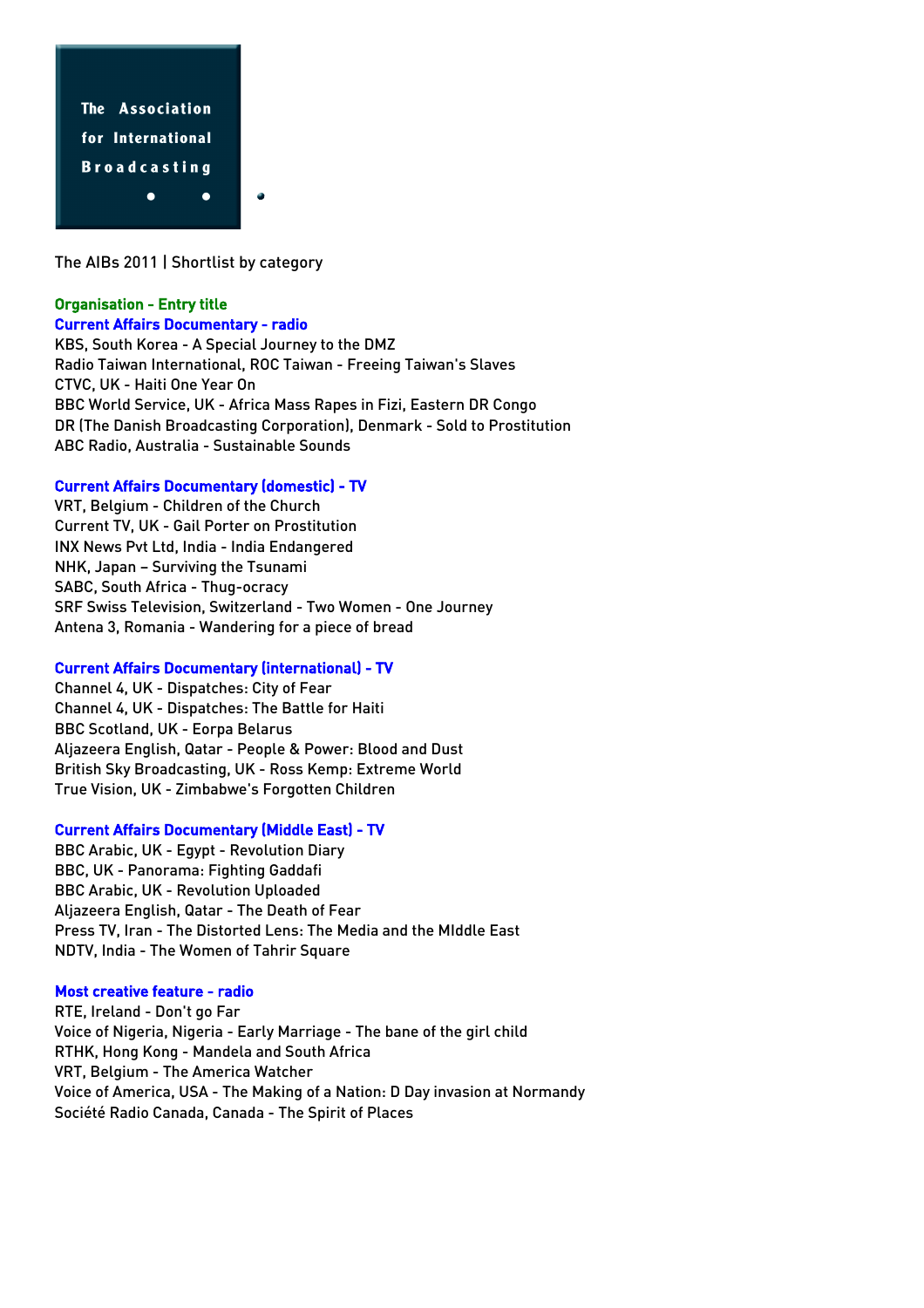The Association for International Broadcasting

The AIBs 2011 | Shortlist by category

**Organisation - Entry title**

**Current Affairs Documentary - radio**

KBS, South Korea - A Special Journey to the DMZ
Radio Taiwan International, ROC Taiwan - Freeing Taiwan's Slaves
CTVC, UK - Haiti One Year On
BBC World Service, UK - Africa Mass Rapes in Fizi, Eastern DR Congo
DR (The Danish Broadcasting Corporation), Denmark - Sold to Prostitution
ABC Radio, Australia - Sustainable Sounds

**Current Affairs Documentary (domestic) - TV**

VRT, Belgium - Children of the Church
Current TV, UK - Gail Porter on Prostitution
INX News Pvt Ltd, India - India Endangered
NHK, Japan – Surviving the Tsunami
SABC, South Africa - Thug-ocracy
SRF Swiss Television, Switzerland - Two Women - One Journey
Antena 3, Romania - Wandering for a piece of bread

**Current Affairs Documentary (international) - TV**

Channel 4, UK - Dispatches: City of Fear
Channel 4, UK - Dispatches: The Battle for Haiti
BBC Scotland, UK - Eorpa Belarus
Aljazeera English, Qatar - People & Power: Blood and Dust
British Sky Broadcasting, UK - Ross Kemp: Extreme World
True Vision, UK - Zimbabwe's Forgotten Children

**Current Affairs Documentary (Middle East) - TV**

BBC Arabic, UK - Egypt - Revolution Diary
BBC, UK - Panorama: Fighting Gaddafi
BBC Arabic, UK - Revolution Uploaded
Aljazeera English, Qatar - The Death of Fear
Press TV, Iran - The Distorted Lens: The Media and the MIddle East
NDTV, India - The Women of Tahrir Square

**Most creative feature - radio**

RTE, Ireland - Don't go Far
Voice of Nigeria, Nigeria - Early Marriage - The bane of the girl child
RTHK, Hong Kong - Mandela and South Africa
VRT, Belgium - The America Watcher
Voice of America, USA - The Making of a Nation: D Day invasion at Normandy
Société Radio Canada, Canada - The Spirit of Places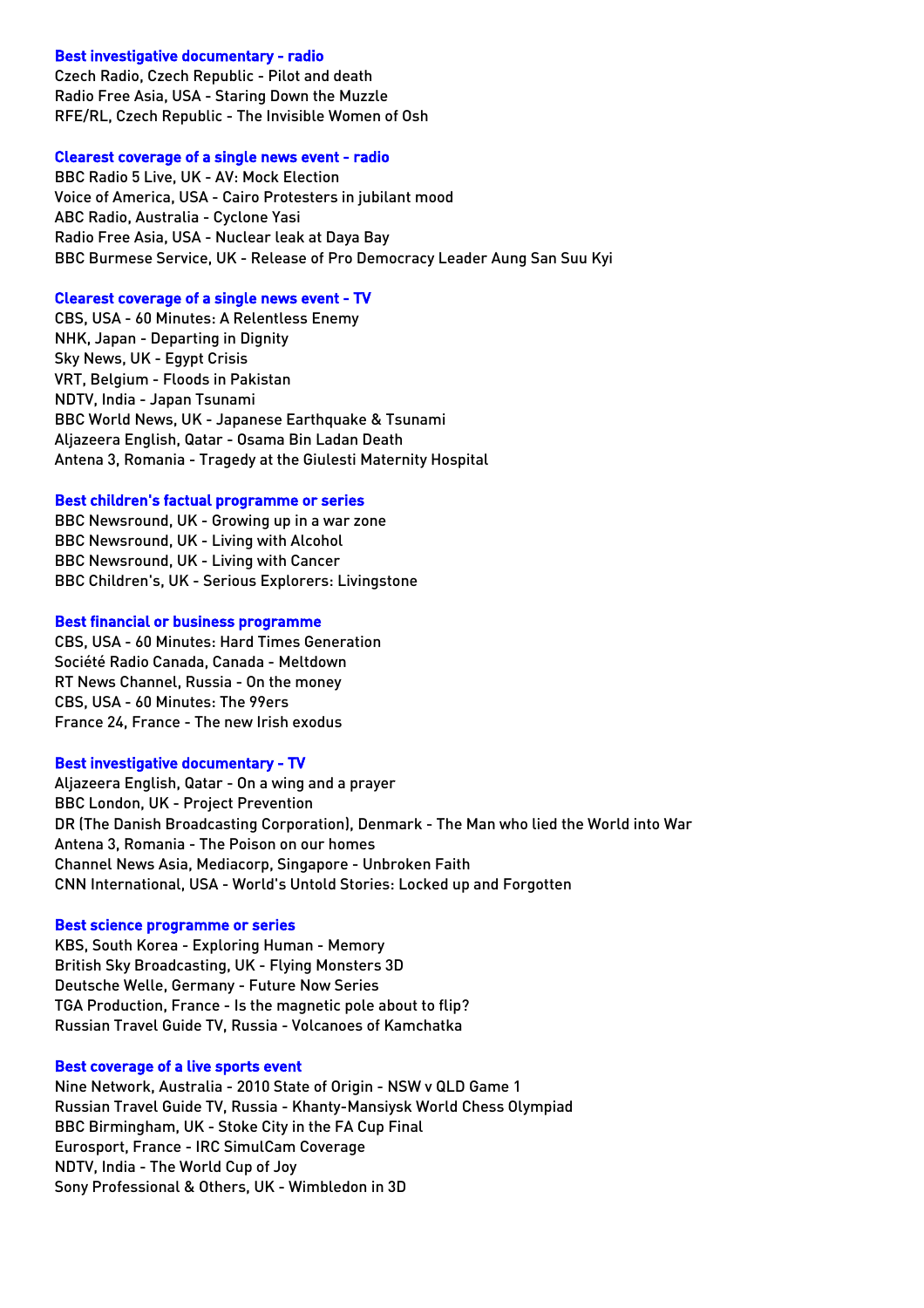### Best investigative documentary - radio

Czech Radio, Czech Republic - Pilot and death
Radio Free Asia, USA - Staring Down the Muzzle
RFE/RL, Czech Republic - The Invisible Women of Osh

### Clearest coverage of a single news event - radio

BBC Radio 5 Live, UK - AV: Mock Election
Voice of America, USA - Cairo Protesters in jubilant mood
ABC Radio, Australia - Cyclone Yasi
Radio Free Asia, USA - Nuclear leak at Daya Bay
BBC Burmese Service, UK - Release of Pro Democracy Leader Aung San Suu Kyi

### Clearest coverage of a single news event - TV

CBS, USA - 60 Minutes: A Relentless Enemy
NHK, Japan - Departing in Dignity
Sky News, UK - Egypt Crisis
VRT, Belgium - Floods in Pakistan
NDTV, India - Japan Tsunami
BBC World News, UK - Japanese Earthquake & Tsunami
Aljazeera English, Qatar - Osama Bin Ladan Death
Antena 3, Romania - Tragedy at the Giulesti Maternity Hospital

### Best children's factual programme or series

BBC Newsround, UK - Growing up in a war zone
BBC Newsround, UK - Living with Alcohol
BBC Newsround, UK - Living with Cancer
BBC Children's, UK - Serious Explorers: Livingstone

### Best financial or business programme

CBS, USA - 60 Minutes: Hard Times Generation
Société Radio Canada, Canada - Meltdown
RT News Channel, Russia - On the money
CBS, USA - 60 Minutes: The 99ers
France 24, France - The new Irish exodus

### Best investigative documentary - TV

Aljazeera English, Qatar - On a wing and a prayer
BBC London, UK - Project Prevention
DR (The Danish Broadcasting Corporation), Denmark - The Man who lied the World into War
Antena 3, Romania - The Poison on our homes
Channel News Asia, Mediacorp, Singapore - Unbroken Faith
CNN International, USA - World's Untold Stories: Locked up and Forgotten

### Best science programme or series

KBS, South Korea - Exploring Human - Memory
British Sky Broadcasting, UK - Flying Monsters 3D
Deutsche Welle, Germany - Future Now Series
TGA Production, France - Is the magnetic pole about to flip?
Russian Travel Guide TV, Russia - Volcanoes of Kamchatka

### Best coverage of a live sports event

Nine Network, Australia - 2010 State of Origin - NSW v QLD Game 1
Russian Travel Guide TV, Russia - Khanty-Mansiysk World Chess Olympiad
BBC Birmingham, UK - Stoke City in the FA Cup Final
Eurosport, France - IRC SimulCam Coverage
NDTV, India - The World Cup of Joy
Sony Professional & Others, UK - Wimbledon in 3D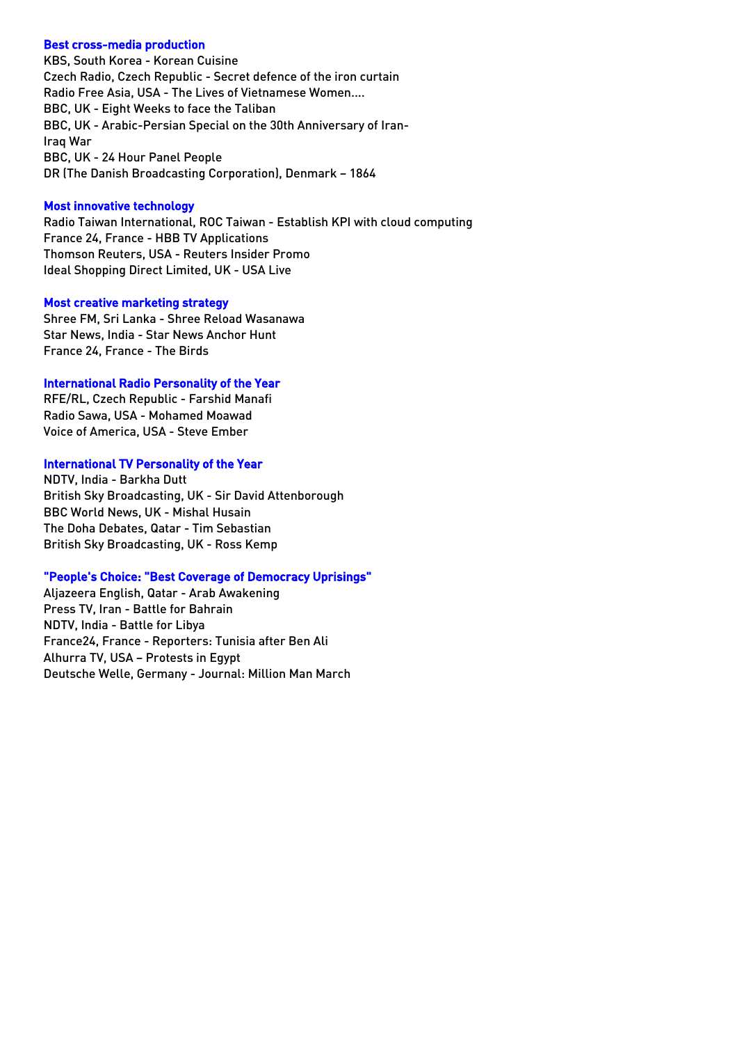### Best cross-media production

KBS, South Korea - Korean Cuisine
Czech Radio, Czech Republic - Secret defence of the iron curtain
Radio Free Asia, USA - The Lives of Vietnamese Women....
BBC, UK - Eight Weeks to face the Taliban
BBC, UK - Arabic-Persian Special on the 30th Anniversary of Iran-Iraq War
BBC, UK - 24 Hour Panel People
DR (The Danish Broadcasting Corporation), Denmark – 1864

### Most innovative technology

Radio Taiwan International, ROC Taiwan - Establish KPI with cloud computing
France 24, France - HBB TV Applications
Thomson Reuters, USA - Reuters Insider Promo
Ideal Shopping Direct Limited, UK - USA Live

### Most creative marketing strategy

Shree FM, Sri Lanka - Shree Reload Wasanawa
Star News, India - Star News Anchor Hunt
France 24, France - The Birds

### International Radio Personality of the Year

RFE/RL, Czech Republic - Farshid Manafi
Radio Sawa, USA - Mohamed Moawad
Voice of America, USA - Steve Ember

### International TV Personality of the Year

NDTV, India - Barkha Dutt
British Sky Broadcasting, UK - Sir David Attenborough
BBC World News, UK - Mishal Husain
The Doha Debates, Qatar - Tim Sebastian
British Sky Broadcasting, UK - Ross Kemp

### "People's Choice: "Best Coverage of Democracy Uprisings"

Aljazeera English, Qatar - Arab Awakening
Press TV, Iran - Battle for Bahrain
NDTV, India - Battle for Libya
France24, France - Reporters: Tunisia after Ben Ali
Alhurra TV, USA – Protests in Egypt
Deutsche Welle, Germany - Journal: Million Man March